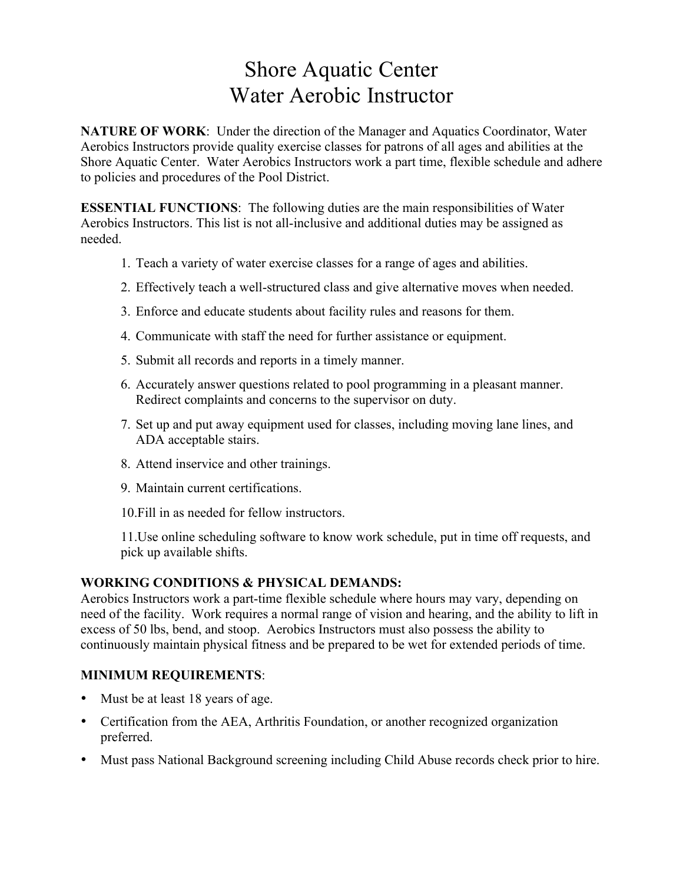# Shore Aquatic Center
# Water Aerobic Instructor

**NATURE OF WORK**: Under the direction of the Manager and Aquatics Coordinator, Water Aerobics Instructors provide quality exercise classes for patrons of all ages and abilities at the Shore Aquatic Center. Water Aerobics Instructors work a part time, flexible schedule and adhere to policies and procedures of the Pool District.

**ESSENTIAL FUNCTIONS**: The following duties are the main responsibilities of Water Aerobics Instructors. This list is not all-inclusive and additional duties may be assigned as needed.

1. Teach a variety of water exercise classes for a range of ages and abilities.
2. Effectively teach a well-structured class and give alternative moves when needed.
3. Enforce and educate students about facility rules and reasons for them.
4. Communicate with staff the need for further assistance or equipment.
5. Submit all records and reports in a timely manner.
6. Accurately answer questions related to pool programming in a pleasant manner. Redirect complaints and concerns to the supervisor on duty.
7. Set up and put away equipment used for classes, including moving lane lines, and ADA acceptable stairs.
8. Attend inservice and other trainings.
9. Maintain current certifications.
10. Fill in as needed for fellow instructors.
11. Use online scheduling software to know work schedule, put in time off requests, and pick up available shifts.

**WORKING CONDITIONS & PHYSICAL DEMANDS:**
Aerobics Instructors work a part-time flexible schedule where hours may vary, depending on need of the facility. Work requires a normal range of vision and hearing, and the ability to lift in excess of 50 lbs, bend, and stoop. Aerobics Instructors must also possess the ability to continuously maintain physical fitness and be prepared to be wet for extended periods of time.

**MINIMUM REQUIREMENTS**:

- Must be at least 18 years of age.
- Certification from the AEA, Arthritis Foundation, or another recognized organization preferred.
- Must pass National Background screening including Child Abuse records check prior to hire.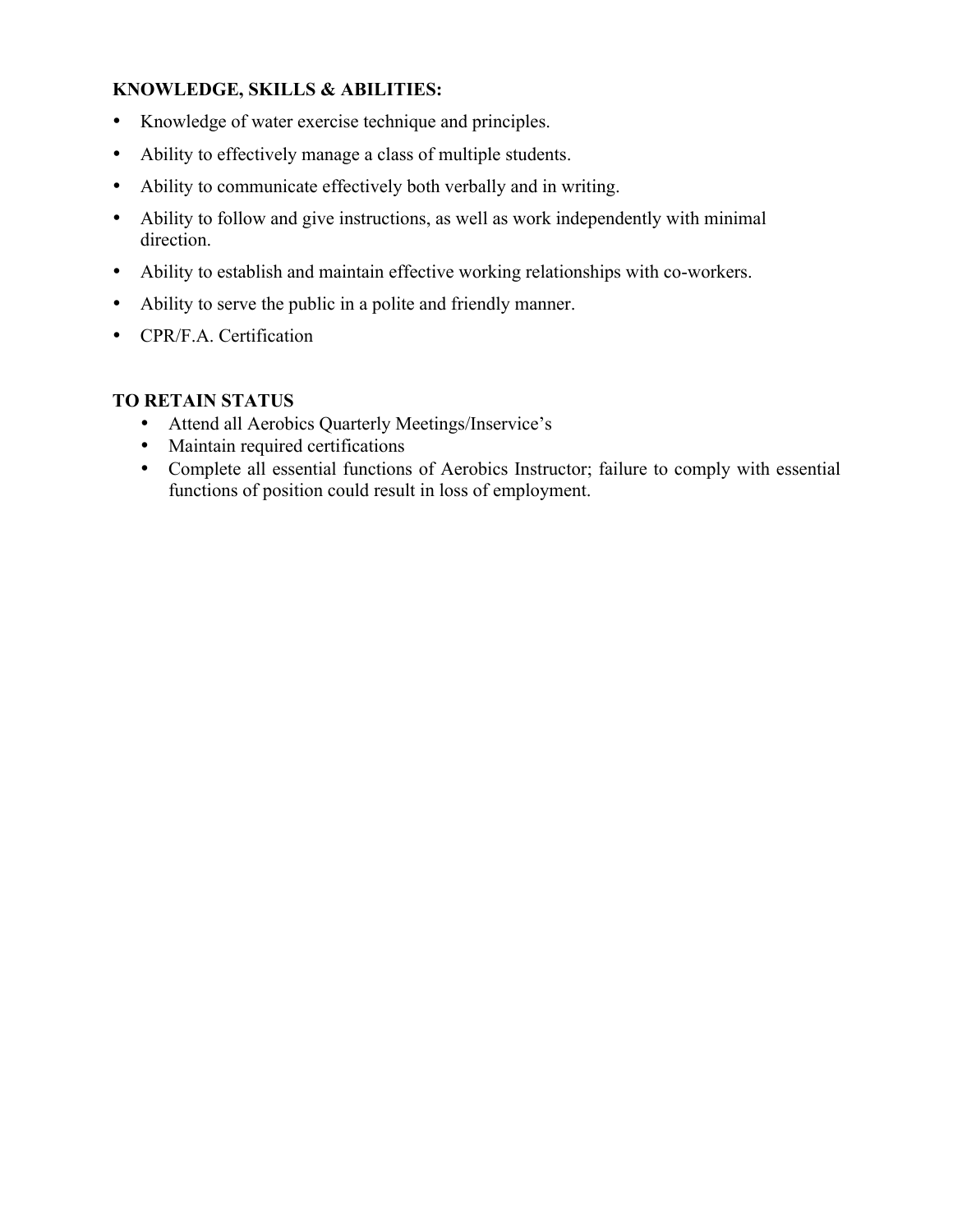**KNOWLEDGE, SKILLS & ABILITIES:**

- Knowledge of water exercise technique and principles.
- Ability to effectively manage a class of multiple students.
- Ability to communicate effectively both verbally and in writing.
- Ability to follow and give instructions, as well as work independently with minimal direction.
- Ability to establish and maintain effective working relationships with co-workers.
- Ability to serve the public in a polite and friendly manner.
- CPR/F.A. Certification

**TO RETAIN STATUS**

- Attend all Aerobics Quarterly Meetings/Inservice's
- Maintain required certifications
- Complete all essential functions of Aerobics Instructor; failure to comply with essential functions of position could result in loss of employment.